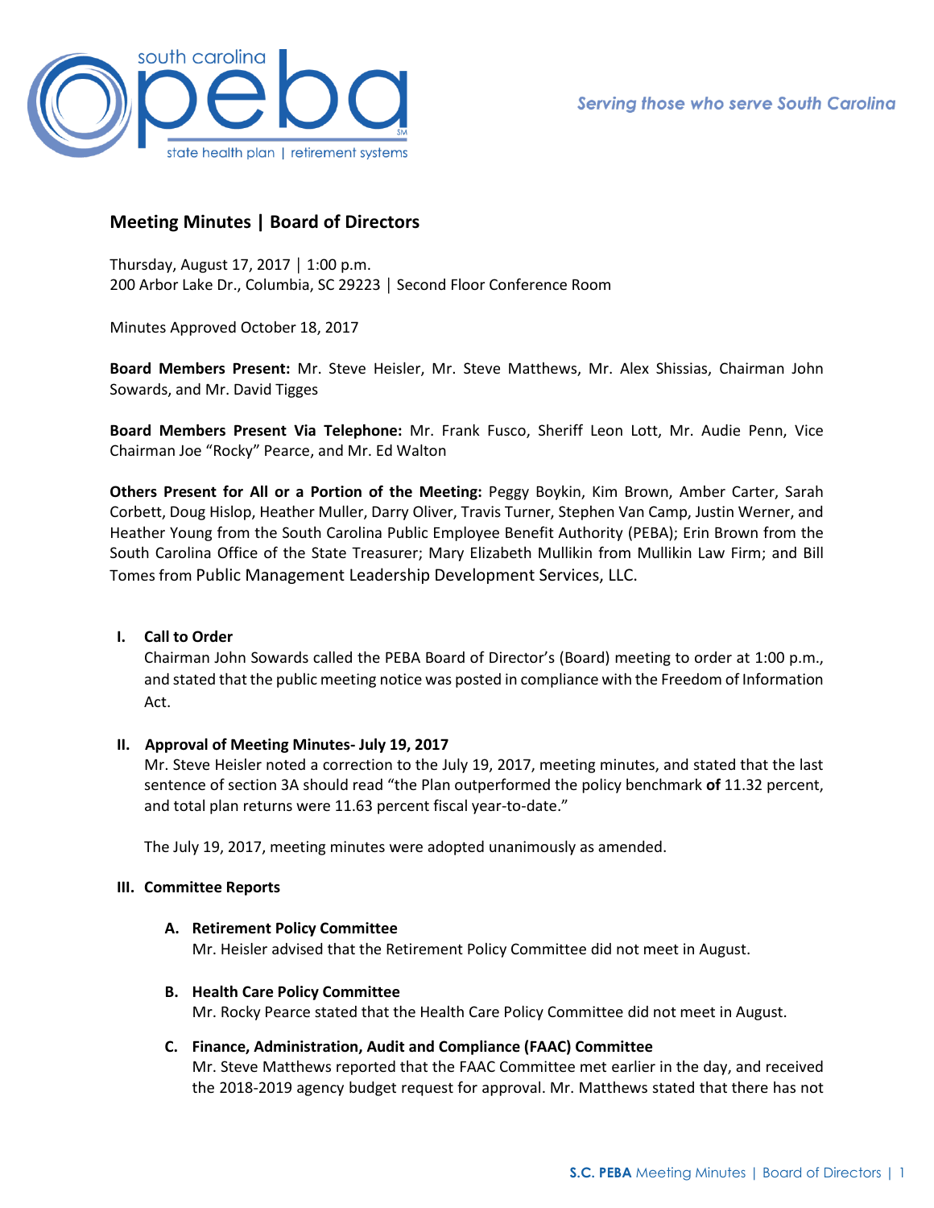# Meeting Minutes | Board of Directors

Thursday, August 17, 2017 | 1:00 p.m.
200 Arbor Lake Dr., Columbia, SC 29223 | Second Floor Conference Room

Minutes Approved October 18, 2017

**Board Members Present:** Mr. Steve Heisler, Mr. Steve Matthews, Mr. Alex Shissias, Chairman John Sowards, and Mr. David Tigges

**Board Members Present Via Telephone:** Mr. Frank Fusco, Sheriff Leon Lott, Mr. Audie Penn, Vice Chairman Joe "Rocky" Pearce, and Mr. Ed Walton

**Others Present for All or a Portion of the Meeting:** Peggy Boykin, Kim Brown, Amber Carter, Sarah Corbett, Doug Hislop, Heather Muller, Darry Oliver, Travis Turner, Stephen Van Camp, Justin Werner, and Heather Young from the South Carolina Public Employee Benefit Authority (PEBA); Erin Brown from the South Carolina Office of the State Treasurer; Mary Elizabeth Mullikin from Mullikin Law Firm; and Bill Tomes from Public Management Leadership Development Services, LLC.

## I. Call to Order

Chairman John Sowards called the PEBA Board of Director's (Board) meeting to order at 1:00 p.m., and stated that the public meeting notice was posted in compliance with the Freedom of Information Act.

## II. Approval of Meeting Minutes- July 19, 2017

Mr. Steve Heisler noted a correction to the July 19, 2017, meeting minutes, and stated that the last sentence of section 3A should read "the Plan outperformed the policy benchmark **of** 11.32 percent, and total plan returns were 11.63 percent fiscal year-to-date."

The July 19, 2017, meeting minutes were adopted unanimously as amended.

## III. Committee Reports

### A. Retirement Policy Committee

Mr. Heisler advised that the Retirement Policy Committee did not meet in August.

### B. Health Care Policy Committee

Mr. Rocky Pearce stated that the Health Care Policy Committee did not meet in August.

### C. Finance, Administration, Audit and Compliance (FAAC) Committee

Mr. Steve Matthews reported that the FAAC Committee met earlier in the day, and received the 2018-2019 agency budget request for approval. Mr. Matthews stated that there has not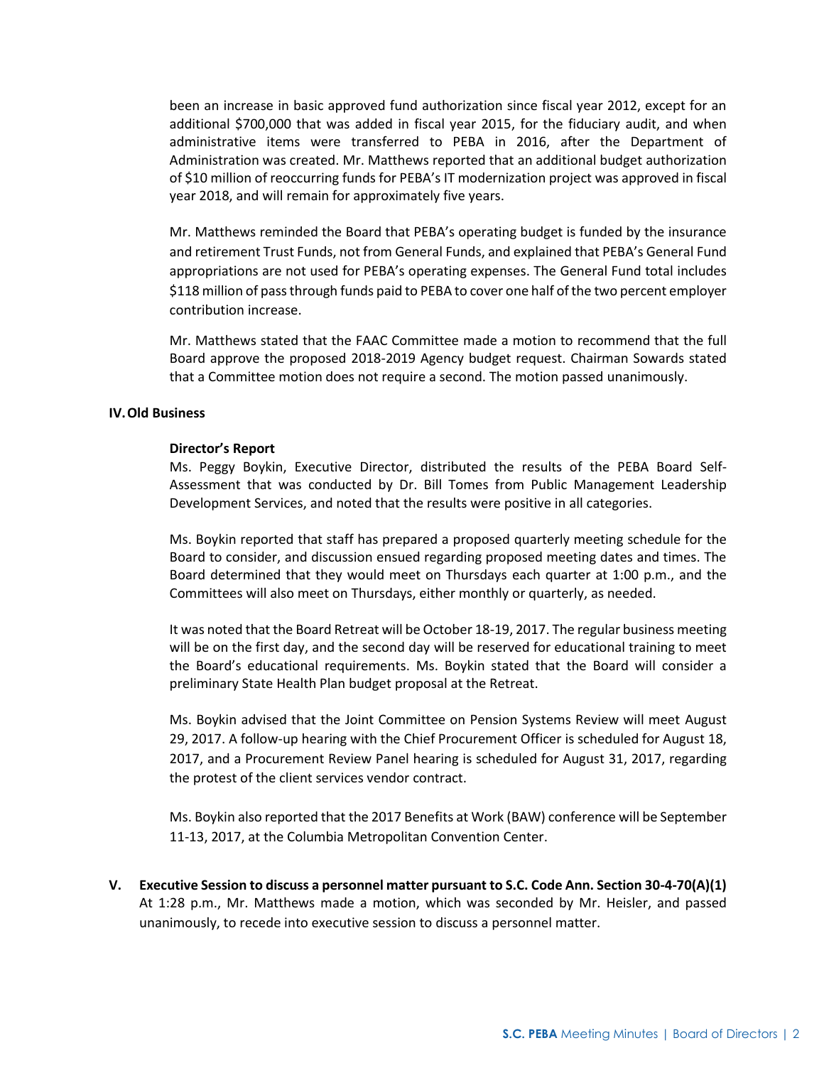been an increase in basic approved fund authorization since fiscal year 2012, except for an additional $700,000 that was added in fiscal year 2015, for the fiduciary audit, and when administrative items were transferred to PEBA in 2016, after the Department of Administration was created. Mr. Matthews reported that an additional budget authorization of $10 million of reoccurring funds for PEBA's IT modernization project was approved in fiscal year 2018, and will remain for approximately five years.

Mr. Matthews reminded the Board that PEBA's operating budget is funded by the insurance and retirement Trust Funds, not from General Funds, and explained that PEBA's General Fund appropriations are not used for PEBA's operating expenses. The General Fund total includes $118 million of pass through funds paid to PEBA to cover one half of the two percent employer contribution increase.

Mr. Matthews stated that the FAAC Committee made a motion to recommend that the full Board approve the proposed 2018-2019 Agency budget request. Chairman Sowards stated that a Committee motion does not require a second. The motion passed unanimously.

## IV. Old Business

**Director's Report**

Ms. Peggy Boykin, Executive Director, distributed the results of the PEBA Board Self-Assessment that was conducted by Dr. Bill Tomes from Public Management Leadership Development Services, and noted that the results were positive in all categories.

Ms. Boykin reported that staff has prepared a proposed quarterly meeting schedule for the Board to consider, and discussion ensued regarding proposed meeting dates and times. The Board determined that they would meet on Thursdays each quarter at 1:00 p.m., and the Committees will also meet on Thursdays, either monthly or quarterly, as needed.

It was noted that the Board Retreat will be October 18-19, 2017. The regular business meeting will be on the first day, and the second day will be reserved for educational training to meet the Board's educational requirements. Ms. Boykin stated that the Board will consider a preliminary State Health Plan budget proposal at the Retreat.

Ms. Boykin advised that the Joint Committee on Pension Systems Review will meet August 29, 2017. A follow-up hearing with the Chief Procurement Officer is scheduled for August 18, 2017, and a Procurement Review Panel hearing is scheduled for August 31, 2017, regarding the protest of the client services vendor contract.

Ms. Boykin also reported that the 2017 Benefits at Work (BAW) conference will be September 11-13, 2017, at the Columbia Metropolitan Convention Center.

## V. Executive Session to discuss a personnel matter pursuant to S.C. Code Ann. Section 30-4-70(A)(1)

At 1:28 p.m., Mr. Matthews made a motion, which was seconded by Mr. Heisler, and passed unanimously, to recede into executive session to discuss a personnel matter.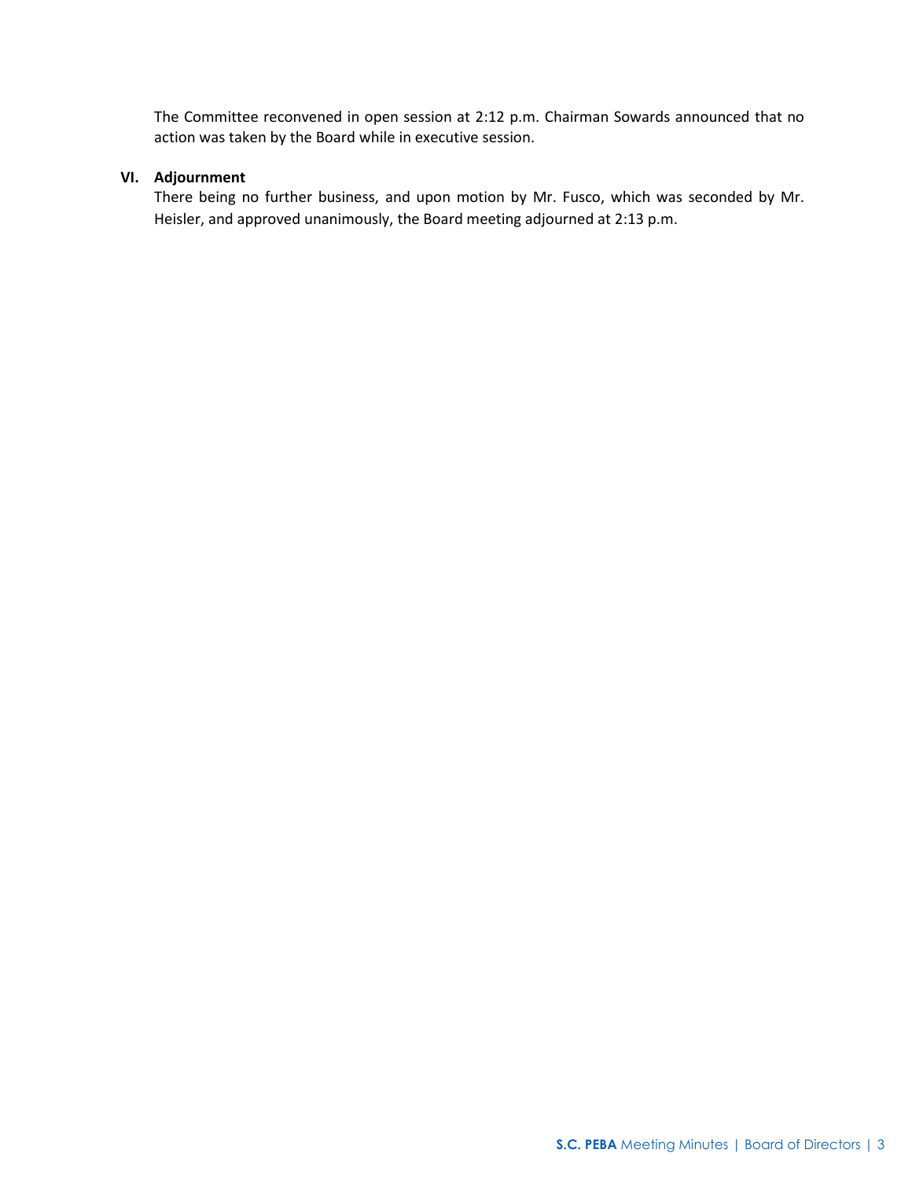The Committee reconvened in open session at 2:12 p.m. Chairman Sowards announced that no action was taken by the Board while in executive session.

## VI. Adjournment

There being no further business, and upon motion by Mr. Fusco, which was seconded by Mr. Heisler, and approved unanimously, the Board meeting adjourned at 2:13 p.m.